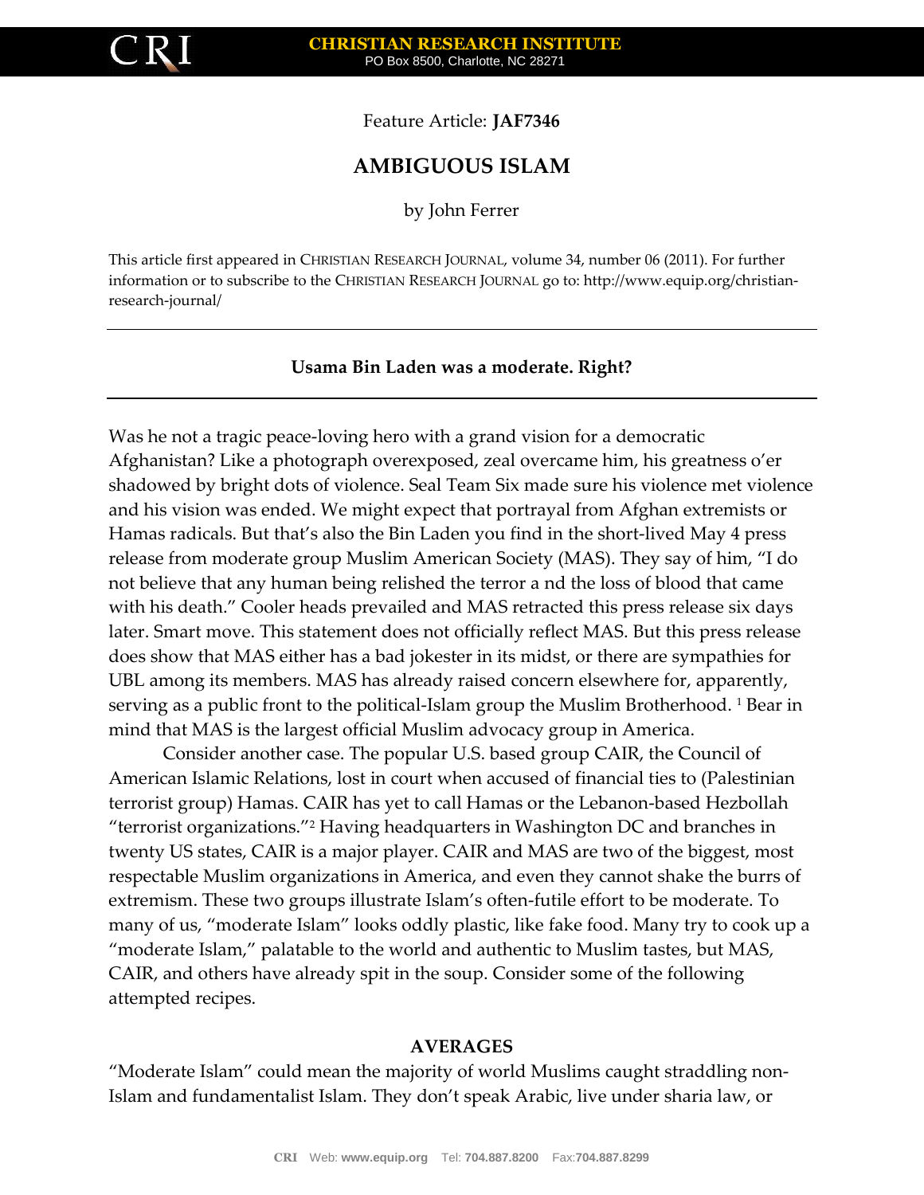Feature Article: **JAF7346**

# AMBIGUOUS ISLAM

by John Ferrer

This article first appeared in CHRISTIAN RESEARCH JOURNAL, volume 34, number 06 (2011). For further information or to subscribe to the CHRISTIAN RESEARCH JOURNAL go to: http://www.equip.org/christian-research-journal/

---

**Usama Bin Laden was a moderate. Right?**

---

Was he not a tragic peace-loving hero with a grand vision for a democratic Afghanistan? Like a photograph overexposed, zeal overcame him, his greatness o'er shadowed by bright dots of violence. Seal Team Six made sure his violence met violence and his vision was ended. We might expect that portrayal from Afghan extremists or Hamas radicals. But that's also the Bin Laden you find in the short-lived May 4 press release from moderate group Muslim American Society (MAS). They say of him, "I do not believe that any human being relished the terror a nd the loss of blood that came with his death." Cooler heads prevailed and MAS retracted this press release six days later. Smart move. This statement does not officially reflect MAS. But this press release does show that MAS either has a bad jokester in its midst, or there are sympathies for UBL among its members. MAS has already raised concern elsewhere for, apparently, serving as a public front to the political-Islam group the Muslim Brotherhood. [1] Bear in mind that MAS is the largest official Muslim advocacy group in America.

Consider another case. The popular U.S. based group CAIR, the Council of American Islamic Relations, lost in court when accused of financial ties to (Palestinian terrorist group) Hamas. CAIR has yet to call Hamas or the Lebanon-based Hezbollah "terrorist organizations."[2] Having headquarters in Washington DC and branches in twenty US states, CAIR is a major player. CAIR and MAS are two of the biggest, most respectable Muslim organizations in America, and even they cannot shake the burrs of extremism. These two groups illustrate Islam's often-futile effort to be moderate. To many of us, "moderate Islam" looks oddly plastic, like fake food. Many try to cook up a "moderate Islam," palatable to the world and authentic to Muslim tastes, but MAS, CAIR, and others have already spit in the soup. Consider some of the following attempted recipes.

## AVERAGES

"Moderate Islam" could mean the majority of world Muslims caught straddling non-Islam and fundamentalist Islam. They don't speak Arabic, live under sharia law, or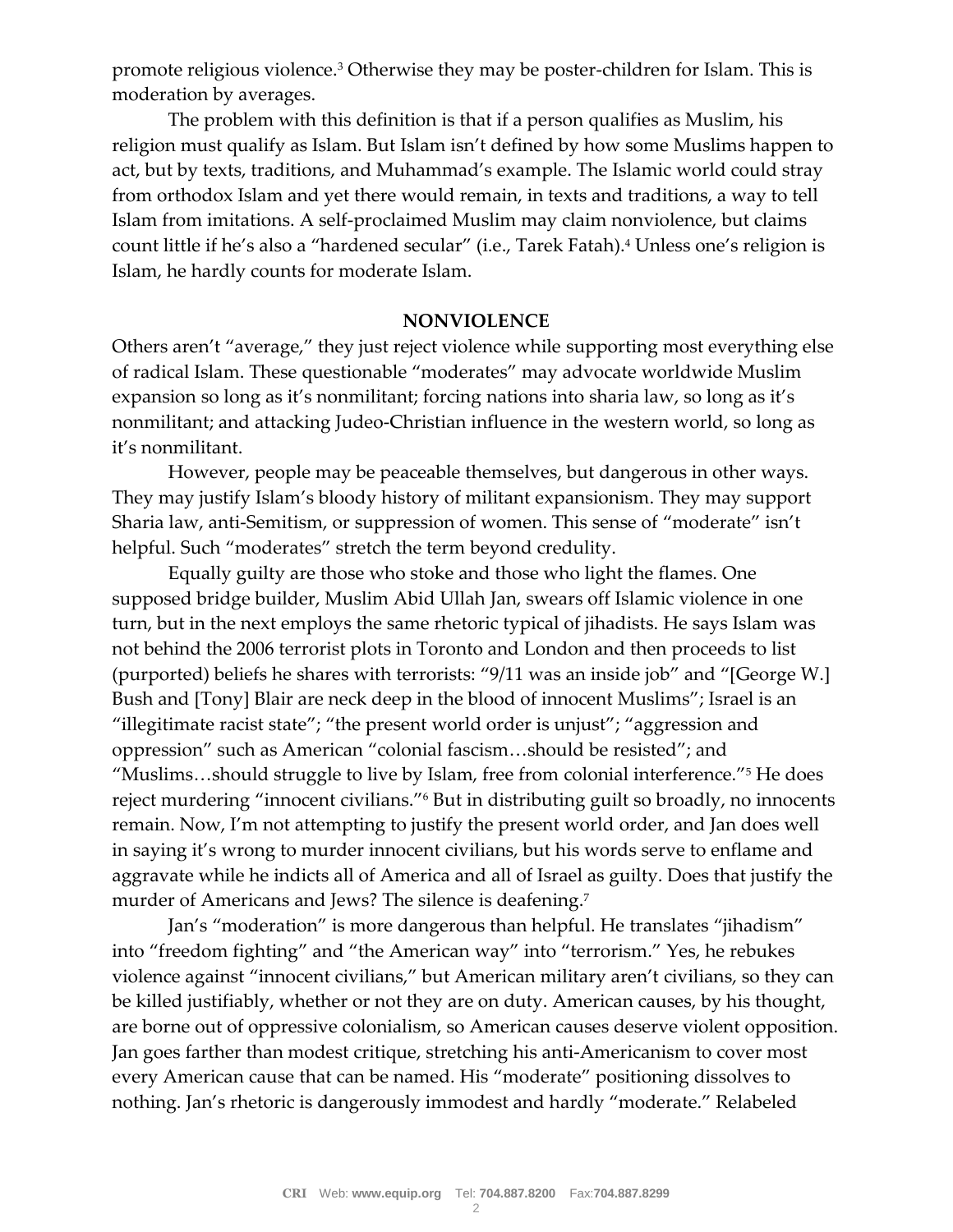promote religious violence.[3] Otherwise they may be poster-children for Islam. This is moderation by averages.

The problem with this definition is that if a person qualifies as Muslim, his religion must qualify as Islam. But Islam isn't defined by how some Muslims happen to act, but by texts, traditions, and Muhammad's example. The Islamic world could stray from orthodox Islam and yet there would remain, in texts and traditions, a way to tell Islam from imitations. A self-proclaimed Muslim may claim nonviolence, but claims count little if he's also a "hardened secular" (i.e., Tarek Fatah).[4] Unless one's religion is Islam, he hardly counts for moderate Islam.

## NONVIOLENCE

Others aren't "average," they just reject violence while supporting most everything else of radical Islam. These questionable "moderates" may advocate worldwide Muslim expansion so long as it's nonmilitant; forcing nations into sharia law, so long as it's nonmilitant; and attacking Judeo-Christian influence in the western world, so long as it's nonmilitant.

However, people may be peaceable themselves, but dangerous in other ways. They may justify Islam's bloody history of militant expansionism. They may support Sharia law, anti-Semitism, or suppression of women. This sense of "moderate" isn't helpful. Such "moderates" stretch the term beyond credulity.

Equally guilty are those who stoke and those who light the flames. One supposed bridge builder, Muslim Abid Ullah Jan, swears off Islamic violence in one turn, but in the next employs the same rhetoric typical of jihadists. He says Islam was not behind the 2006 terrorist plots in Toronto and London and then proceeds to list (purported) beliefs he shares with terrorists: "9/11 was an inside job" and "[George W.] Bush and [Tony] Blair are neck deep in the blood of innocent Muslims"; Israel is an "illegitimate racist state"; "the present world order is unjust"; "aggression and oppression" such as American "colonial fascism…should be resisted"; and "Muslims…should struggle to live by Islam, free from colonial interference."[5] He does reject murdering "innocent civilians."[6] But in distributing guilt so broadly, no innocents remain. Now, I'm not attempting to justify the present world order, and Jan does well in saying it's wrong to murder innocent civilians, but his words serve to enflame and aggravate while he indicts all of America and all of Israel as guilty. Does that justify the murder of Americans and Jews? The silence is deafening.[7]

Jan's "moderation" is more dangerous than helpful. He translates "jihadism" into "freedom fighting" and "the American way" into "terrorism." Yes, he rebukes violence against "innocent civilians," but American military aren't civilians, so they can be killed justifiably, whether or not they are on duty. American causes, by his thought, are borne out of oppressive colonialism, so American causes deserve violent opposition. Jan goes farther than modest critique, stretching his anti-Americanism to cover most every American cause that can be named. His "moderate" positioning dissolves to nothing. Jan's rhetoric is dangerously immodest and hardly "moderate." Relabeled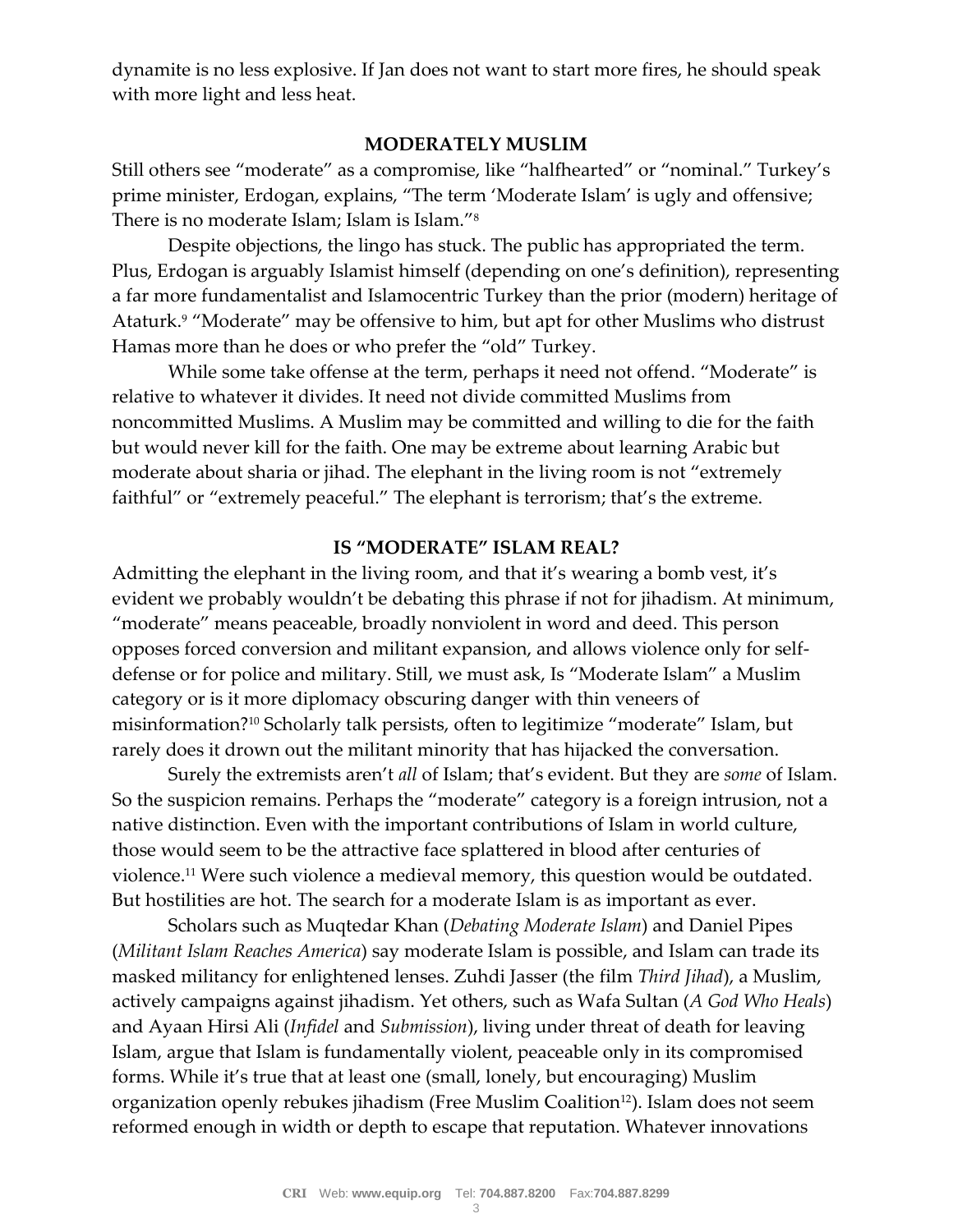dynamite is no less explosive. If Jan does not want to start more fires, he should speak with more light and less heat.

## MODERATELY MUSLIM

Still others see "moderate" as a compromise, like "halfhearted" or "nominal." Turkey's prime minister, Erdogan, explains, "The term 'Moderate Islam' is ugly and offensive; There is no moderate Islam; Islam is Islam."[8]

Despite objections, the lingo has stuck. The public has appropriated the term. Plus, Erdogan is arguably Islamist himself (depending on one's definition), representing a far more fundamentalist and Islamocentric Turkey than the prior (modern) heritage of Ataturk.[9] "Moderate" may be offensive to him, but apt for other Muslims who distrust Hamas more than he does or who prefer the "old" Turkey.

While some take offense at the term, perhaps it need not offend. "Moderate" is relative to whatever it divides. It need not divide committed Muslims from noncommitted Muslims. A Muslim may be committed and willing to die for the faith but would never kill for the faith. One may be extreme about learning Arabic but moderate about sharia or jihad. The elephant in the living room is not "extremely faithful" or "extremely peaceful." The elephant is terrorism; that's the extreme.

## IS "MODERATE" ISLAM REAL?

Admitting the elephant in the living room, and that it's wearing a bomb vest, it's evident we probably wouldn't be debating this phrase if not for jihadism. At minimum, "moderate" means peaceable, broadly nonviolent in word and deed. This person opposes forced conversion and militant expansion, and allows violence only for self-defense or for police and military. Still, we must ask, Is "Moderate Islam" a Muslim category or is it more diplomacy obscuring danger with thin veneers of misinformation?[10] Scholarly talk persists, often to legitimize "moderate" Islam, but rarely does it drown out the militant minority that has hijacked the conversation.

Surely the extremists aren't *all* of Islam; that's evident. But they are *some* of Islam. So the suspicion remains. Perhaps the "moderate" category is a foreign intrusion, not a native distinction. Even with the important contributions of Islam in world culture, those would seem to be the attractive face splattered in blood after centuries of violence.[11] Were such violence a medieval memory, this question would be outdated. But hostilities are hot. The search for a moderate Islam is as important as ever.

Scholars such as Muqtedar Khan (*Debating Moderate Islam*) and Daniel Pipes (*Militant Islam Reaches America*) say moderate Islam is possible, and Islam can trade its masked militancy for enlightened lenses. Zuhdi Jasser (the film *Third Jihad*), a Muslim, actively campaigns against jihadism. Yet others, such as Wafa Sultan (*A God Who Heals*) and Ayaan Hirsi Ali (*Infidel* and *Submission*), living under threat of death for leaving Islam, argue that Islam is fundamentally violent, peaceable only in its compromised forms. While it's true that at least one (small, lonely, but encouraging) Muslim organization openly rebukes jihadism (Free Muslim Coalition[12]). Islam does not seem reformed enough in width or depth to escape that reputation. Whatever innovations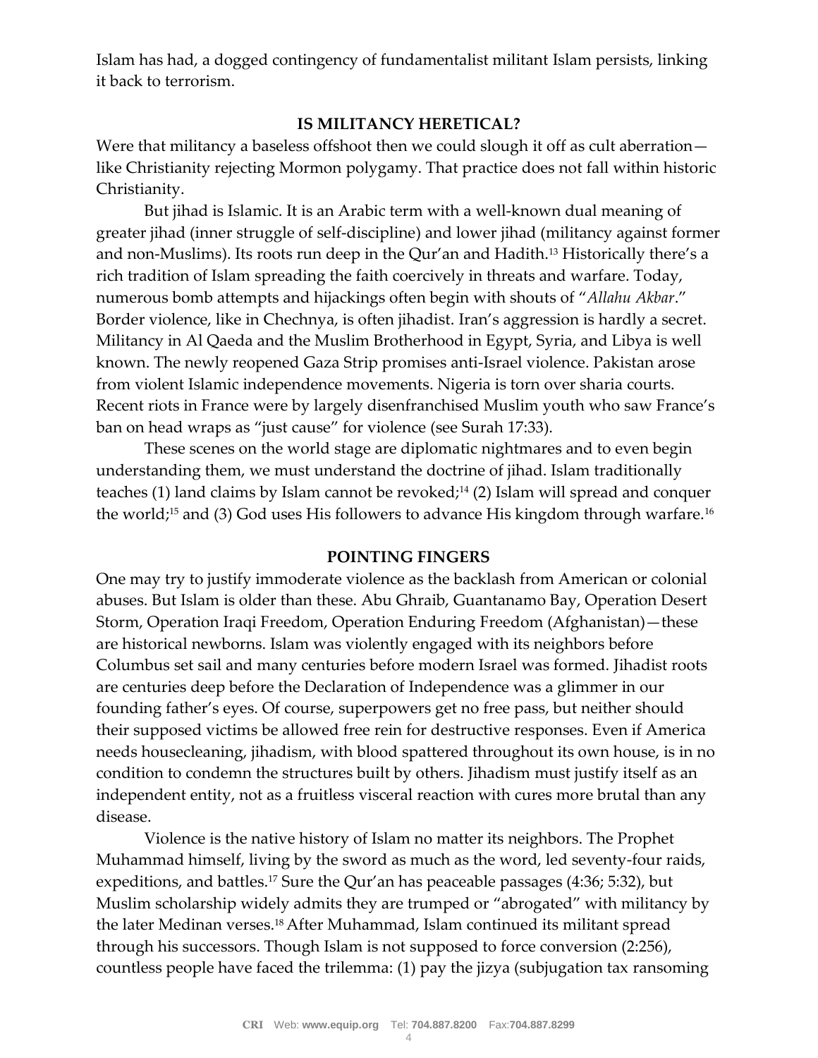Islam has had, a dogged contingency of fundamentalist militant Islam persists, linking it back to terrorism.

## IS MILITANCY HERETICAL?

Were that militancy a baseless offshoot then we could slough it off as cult aberration—like Christianity rejecting Mormon polygamy. That practice does not fall within historic Christianity.

But jihad is Islamic. It is an Arabic term with a well-known dual meaning of greater jihad (inner struggle of self-discipline) and lower jihad (militancy against former and non-Muslims). Its roots run deep in the Qur'an and Hadith.[13] Historically there's a rich tradition of Islam spreading the faith coercively in threats and warfare. Today, numerous bomb attempts and hijackings often begin with shouts of "*Allahu Akbar*." Border violence, like in Chechnya, is often jihadist. Iran's aggression is hardly a secret. Militancy in Al Qaeda and the Muslim Brotherhood in Egypt, Syria, and Libya is well known. The newly reopened Gaza Strip promises anti-Israel violence. Pakistan arose from violent Islamic independence movements. Nigeria is torn over sharia courts. Recent riots in France were by largely disenfranchised Muslim youth who saw France's ban on head wraps as "just cause" for violence (see Surah 17:33).

These scenes on the world stage are diplomatic nightmares and to even begin understanding them, we must understand the doctrine of jihad. Islam traditionally teaches (1) land claims by Islam cannot be revoked;[14] (2) Islam will spread and conquer the world;[15] and (3) God uses His followers to advance His kingdom through warfare.[16]

## POINTING FINGERS

One may try to justify immoderate violence as the backlash from American or colonial abuses. But Islam is older than these. Abu Ghraib, Guantanamo Bay, Operation Desert Storm, Operation Iraqi Freedom, Operation Enduring Freedom (Afghanistan)—these are historical newborns. Islam was violently engaged with its neighbors before Columbus set sail and many centuries before modern Israel was formed. Jihadist roots are centuries deep before the Declaration of Independence was a glimmer in our founding father's eyes. Of course, superpowers get no free pass, but neither should their supposed victims be allowed free rein for destructive responses. Even if America needs housecleaning, jihadism, with blood spattered throughout its own house, is in no condition to condemn the structures built by others. Jihadism must justify itself as an independent entity, not as a fruitless visceral reaction with cures more brutal than any disease.

Violence is the native history of Islam no matter its neighbors. The Prophet Muhammad himself, living by the sword as much as the word, led seventy-four raids, expeditions, and battles.[17] Sure the Qur'an has peaceable passages (4:36; 5:32), but Muslim scholarship widely admits they are trumped or "abrogated" with militancy by the later Medinan verses.[18] After Muhammad, Islam continued its militant spread through his successors. Though Islam is not supposed to force conversion (2:256), countless people have faced the trilemma: (1) pay the jizya (subjugation tax ransoming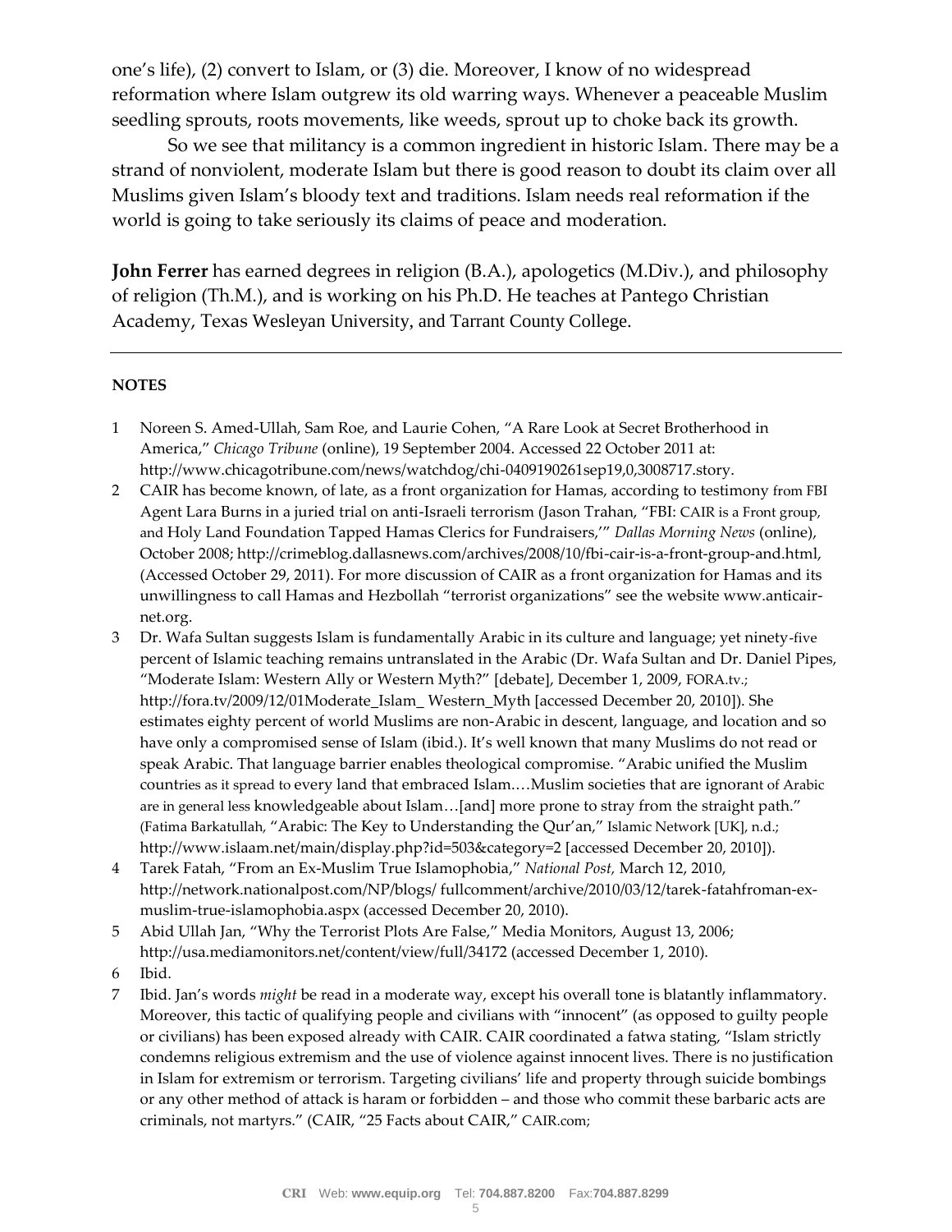one's life), (2) convert to Islam, or (3) die. Moreover, I know of no widespread reformation where Islam outgrew its old warring ways. Whenever a peaceable Muslim seedling sprouts, roots movements, like weeds, sprout up to choke back its growth.

So we see that militancy is a common ingredient in historic Islam. There may be a strand of nonviolent, moderate Islam but there is good reason to doubt its claim over all Muslims given Islam's bloody text and traditions. Islam needs real reformation if the world is going to take seriously its claims of peace and moderation.

**John Ferrer** has earned degrees in religion (B.A.), apologetics (M.Div.), and philosophy of religion (Th.M.), and is working on his Ph.D. He teaches at Pantego Christian Academy, Texas Wesleyan University, and Tarrant County College.

---

**NOTES**

1 Noreen S. Amed-Ullah, Sam Roe, and Laurie Cohen, "A Rare Look at Secret Brotherhood in America," *Chicago Tribune* (online), 19 September 2004. Accessed 22 October 2011 at: http://www.chicagotribune.com/news/watchdog/chi-0409190261sep19,0,3008717.story.

2 CAIR has become known, of late, as a front organization for Hamas, according to testimony from FBI Agent Lara Burns in a juried trial on anti-Israeli terrorism (Jason Trahan, "FBI: CAIR is a Front group, and Holy Land Foundation Tapped Hamas Clerics for Fundraisers,'" *Dallas Morning News* (online), October 2008; http://crimeblog.dallasnews.com/archives/2008/10/fbi-cair-is-a-front-group-and.html, (Accessed October 29, 2011). For more discussion of CAIR as a front organization for Hamas and its unwillingness to call Hamas and Hezbollah "terrorist organizations" see the website www.anticair-net.org.

3 Dr. Wafa Sultan suggests Islam is fundamentally Arabic in its culture and language; yet ninety-five percent of Islamic teaching remains untranslated in the Arabic (Dr. Wafa Sultan and Dr. Daniel Pipes, "Moderate Islam: Western Ally or Western Myth?" [debate], December 1, 2009, FORA.tv.; http://fora.tv/2009/12/01Moderate_Islam_ Western_Myth [accessed December 20, 2010]). She estimates eighty percent of world Muslims are non-Arabic in descent, language, and location and so have only a compromised sense of Islam (ibid.). It's well known that many Muslims do not read or speak Arabic. That language barrier enables theological compromise. "Arabic unified the Muslim countries as it spread to every land that embraced Islam.…Muslim societies that are ignorant of Arabic are in general less knowledgeable about Islam…[and] more prone to stray from the straight path." (Fatima Barkatullah, "Arabic: The Key to Understanding the Qur'an," Islamic Network [UK], n.d.; http://www.islaam.net/main/display.php?id=503&category=2 [accessed December 20, 2010]).

4 Tarek Fatah, "From an Ex-Muslim True Islamophobia," *National Post*, March 12, 2010, http://network.nationalpost.com/NP/blogs/ fullcomment/archive/2010/03/12/tarek-fatahfroman-ex-muslim-true-islamophobia.aspx (accessed December 20, 2010).

5 Abid Ullah Jan, "Why the Terrorist Plots Are False," Media Monitors, August 13, 2006; http://usa.mediamonitors.net/content/view/full/34172 (accessed December 1, 2010).

6 Ibid.

7 Ibid. Jan's words *might* be read in a moderate way, except his overall tone is blatantly inflammatory. Moreover, this tactic of qualifying people and civilians with "innocent" (as opposed to guilty people or civilians) has been exposed already with CAIR. CAIR coordinated a fatwa stating, "Islam strictly condemns religious extremism and the use of violence against innocent lives. There is no justification in Islam for extremism or terrorism. Targeting civilians' life and property through suicide bombings or any other method of attack is haram or forbidden – and those who commit these barbaric acts are criminals, not martyrs." (CAIR, "25 Facts about CAIR," CAIR.com;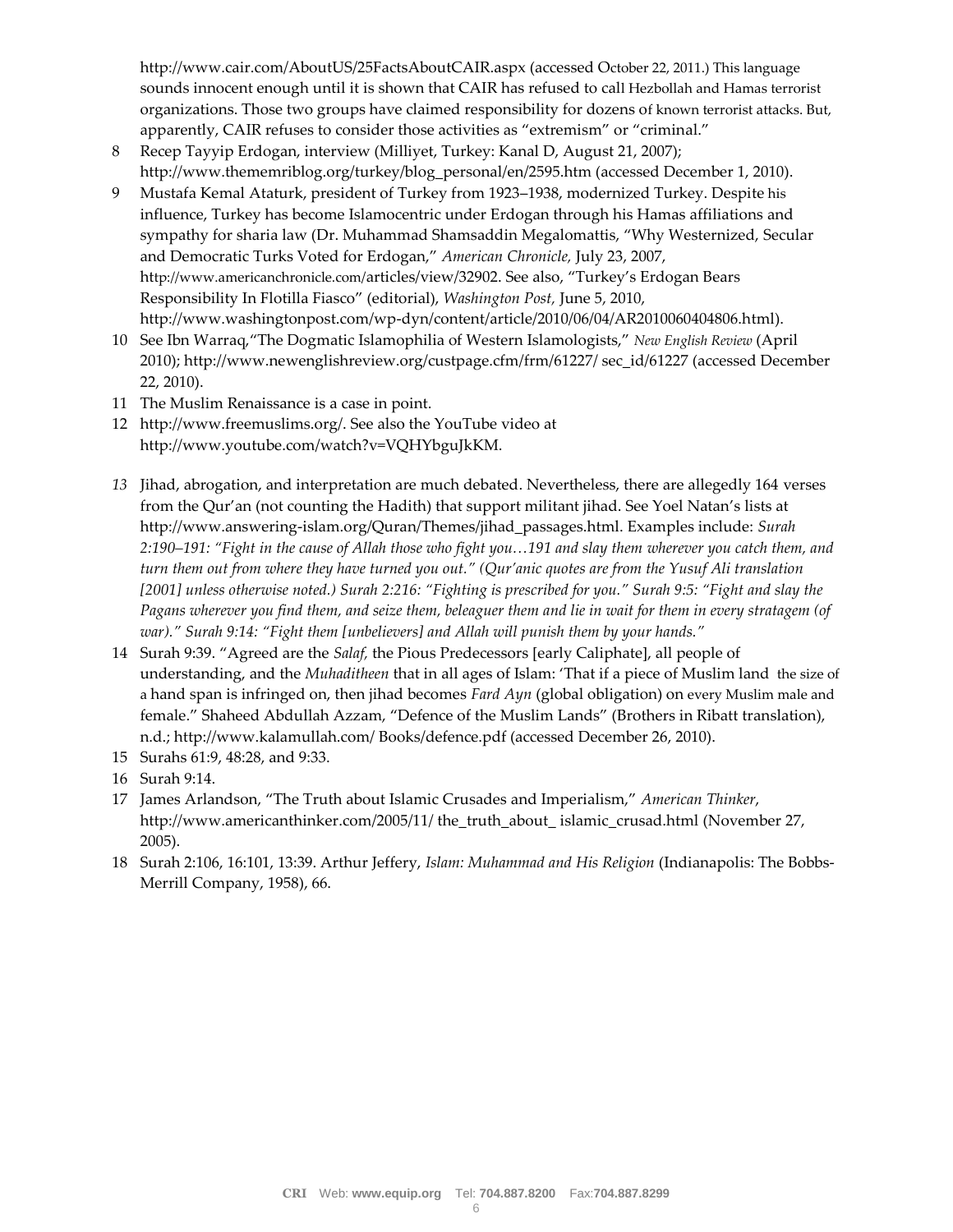http://www.cair.com/AboutUS/25FactsAboutCAIR.aspx (accessed October 22, 2011.) This language sounds innocent enough until it is shown that CAIR has refused to call Hezbollah and Hamas terrorist organizations. Those two groups have claimed responsibility for dozens of known terrorist attacks. But, apparently, CAIR refuses to consider those activities as "extremism" or "criminal."

8 Recep Tayyip Erdogan, interview (Milliyet, Turkey: Kanal D, August 21, 2007); http://www.thememriblog.org/turkey/blog_personal/en/2595.htm (accessed December 1, 2010).

9 Mustafa Kemal Ataturk, president of Turkey from 1923–1938, modernized Turkey. Despite his influence, Turkey has become Islamocentric under Erdogan through his Hamas affiliations and sympathy for sharia law (Dr. Muhammad Shamsaddin Megalomattis, "Why Westernized, Secular and Democratic Turks Voted for Erdogan," *American Chronicle,* July 23, 2007, http://www.americanchronicle.com/articles/view/32902. See also, "Turkey's Erdogan Bears Responsibility In Flotilla Fiasco" (editorial), *Washington Post,* June 5, 2010, http://www.washingtonpost.com/wp-dyn/content/article/2010/06/04/AR2010060404806.html).

10 See Ibn Warraq,"The Dogmatic Islamophilia of Western Islamologists," *New English Review* (April 2010); http://www.newenglishreview.org/custpage.cfm/frm/61227/ sec_id/61227 (accessed December 22, 2010).

11 The Muslim Renaissance is a case in point.

12 http://www.freemuslims.org/. See also the YouTube video at http://www.youtube.com/watch?v=VQHYbguJkKM.

*13* Jihad, abrogation, and interpretation are much debated. Nevertheless, there are allegedly 164 verses from the Qur'an (not counting the Hadith) that support militant jihad. See Yoel Natan's lists at http://www.answering-islam.org/Quran/Themes/jihad_passages.html. Examples include: *Surah 2:190–191: "Fight in the cause of Allah those who fight you…191 and slay them wherever you catch them, and turn them out from where they have turned you out." (Qur'anic quotes are from the Yusuf Ali translation [2001] unless otherwise noted.) Surah 2:216: "Fighting is prescribed for you." Surah 9:5: "Fight and slay the Pagans wherever you find them, and seize them, beleaguer them and lie in wait for them in every stratagem (of war)." Surah 9:14: "Fight them [unbelievers] and Allah will punish them by your hands."*

14 Surah 9:39. "Agreed are the *Salaf,* the Pious Predecessors [early Caliphate], all people of understanding, and the *Muhaditheen* that in all ages of Islam: 'That if a piece of Muslim land the size of a hand span is infringed on, then jihad becomes *Fard Ayn* (global obligation) on every Muslim male and female." Shaheed Abdullah Azzam, "Defence of the Muslim Lands" (Brothers in Ribatt translation), n.d.; http://www.kalamullah.com/ Books/defence.pdf (accessed December 26, 2010).

15 Surahs 61:9, 48:28, and 9:33.

16 Surah 9:14.

17 James Arlandson, "The Truth about Islamic Crusades and Imperialism," *American Thinker*, http://www.americanthinker.com/2005/11/ the_truth_about_ islamic_crusad.html (November 27, 2005).

18 Surah 2:106, 16:101, 13:39. Arthur Jeffery, *Islam: Muhammad and His Religion* (Indianapolis: The Bobbs-Merrill Company, 1958), 66.